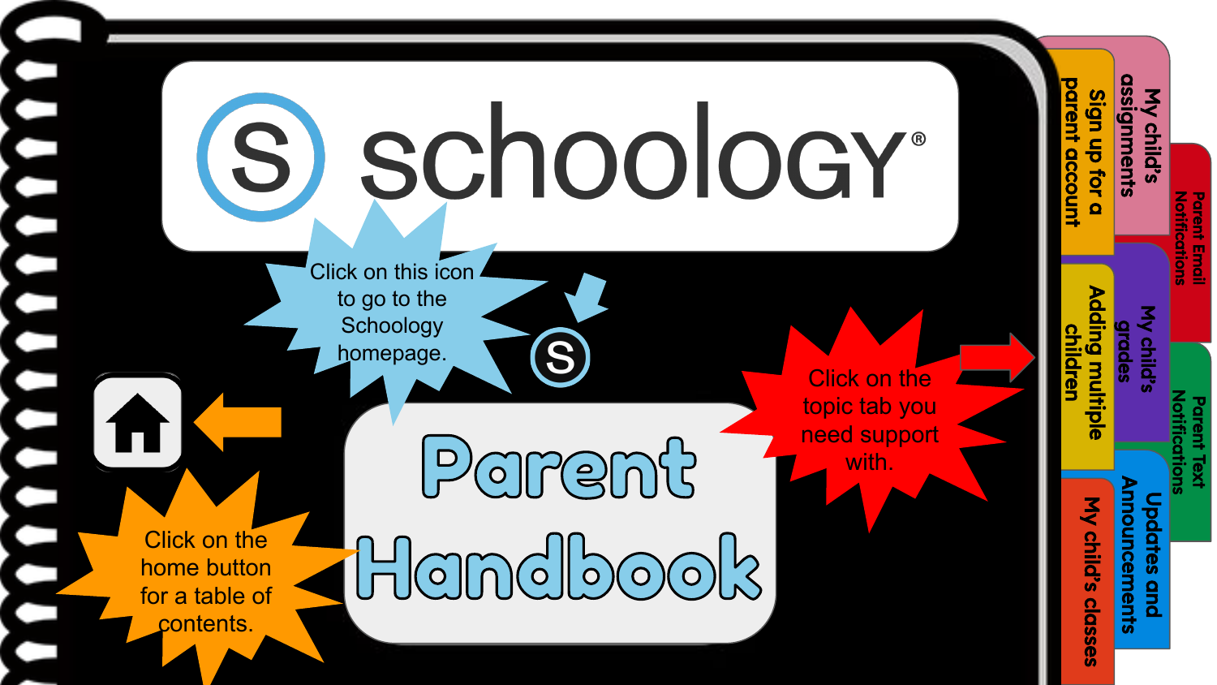# schoology®

# Parent Handbook

Click on this icon to go to the Schoology homepage.

Click on the home button for a table of contents.

Click on the topic tab you need support with.

- My child's assignments
- Sign up for a parent account
- Parent Email Notifications
- My child's grades
- Adding multiple children
- Parent Text Notifications
- Updates and Announcements
- My child's classes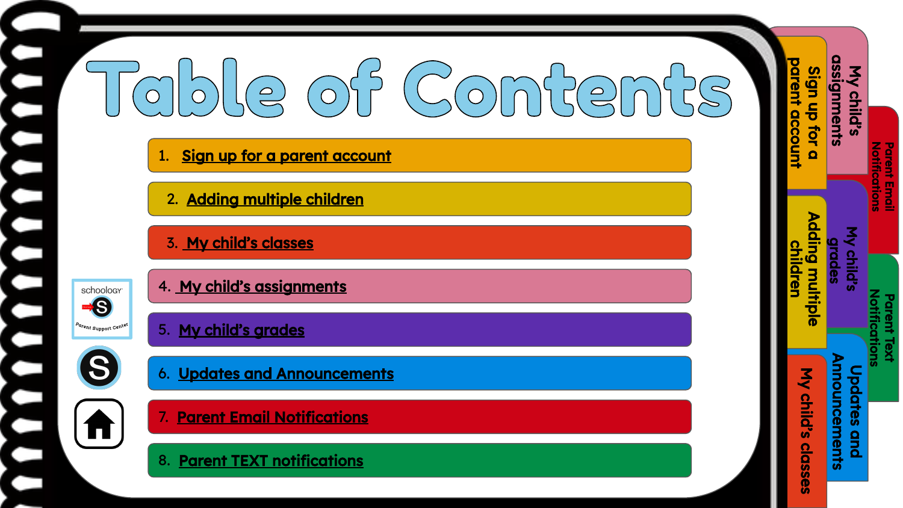# Table of Contents

1. Sign up for a parent account
2. Adding multiple children
3. My child's classes
4. My child's assignments
5. My child's grades
6. Updates and Announcements
7. Parent Email Notifications
8. Parent TEXT notifications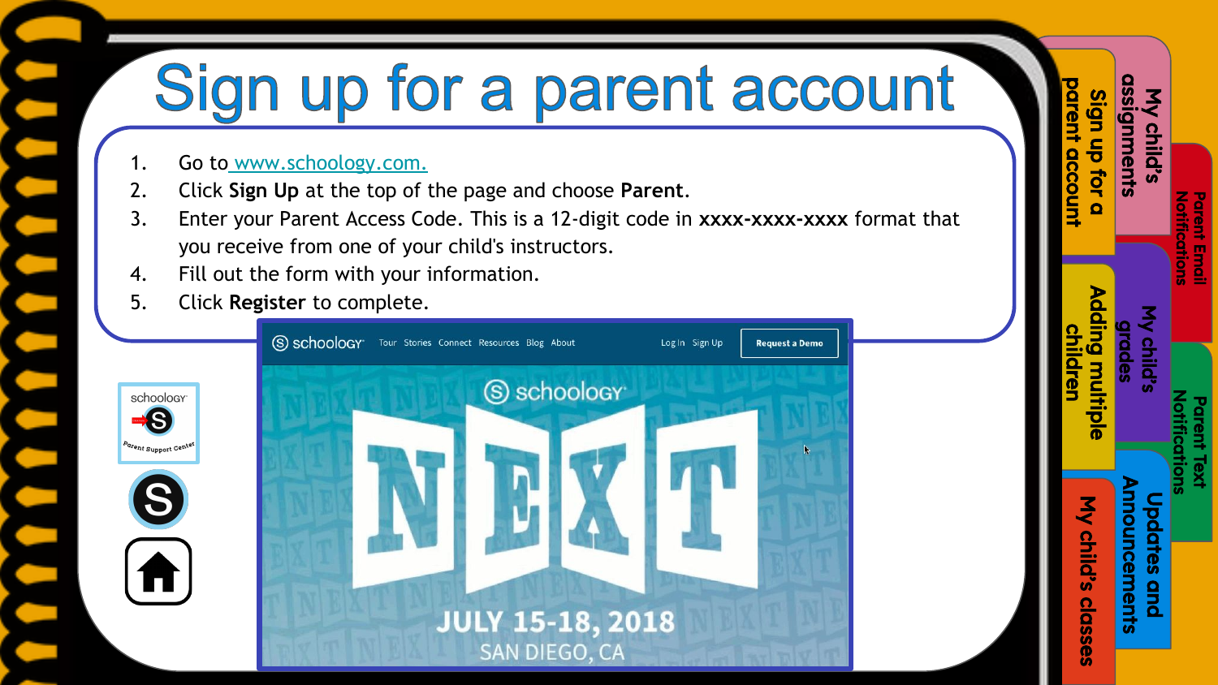# Sign up for a parent account

1. Go to www.schoology.com.
2. Click **Sign Up** at the top of the page and choose **Parent**.
3. Enter your Parent Access Code. This is a 12-digit code in **xxxx-xxxx-xxxx** format that you receive from one of your child's instructors.
4. Fill out the form with your information.
5. Click **Register** to complete.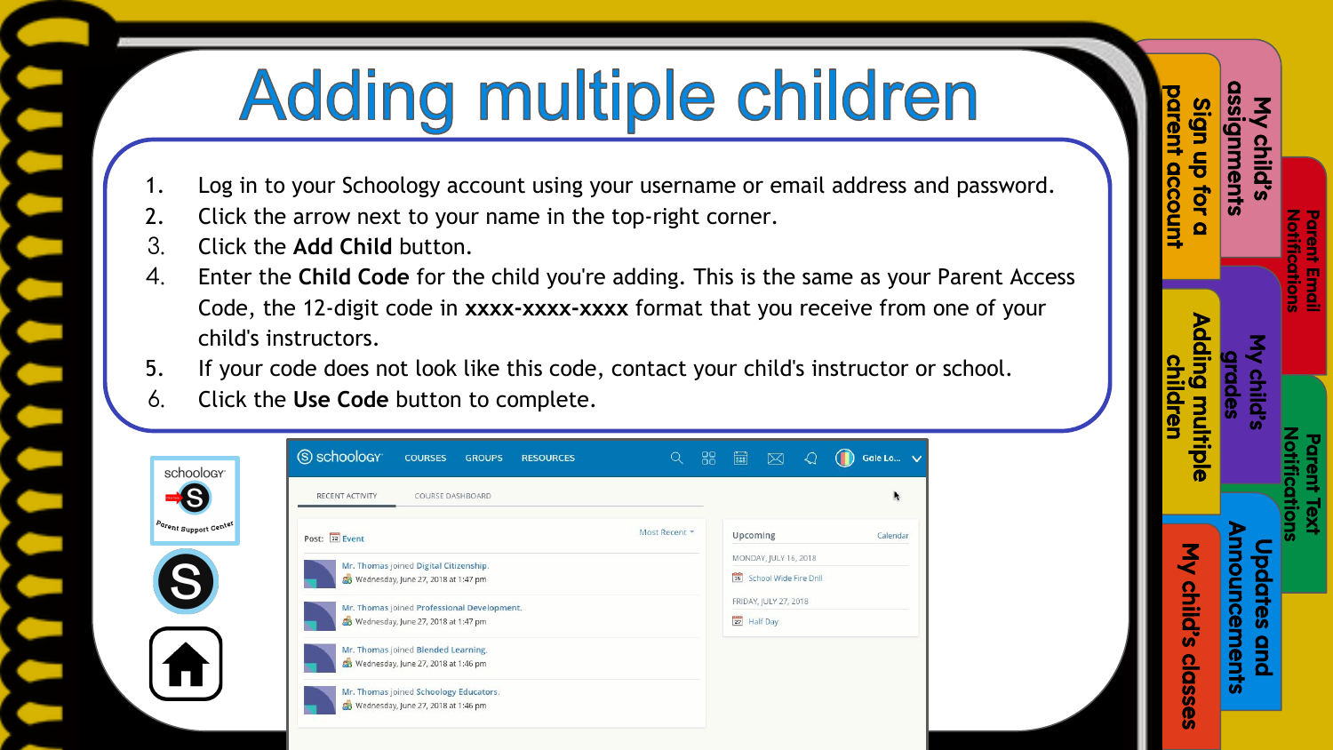# Adding multiple children

1. Log in to your Schoology account using your username or email address and password.
2. Click the arrow next to your name in the top-right corner.
3. Click the **Add Child** button.
4. Enter the **Child Code** for the child you're adding. This is the same as your Parent Access Code, the 12-digit code in **xxxx-xxxx-xxxx** format that you receive from one of your child's instructors.
5. If your code does not look like this code, contact your child's instructor or school.
6. Click the **Use Code** button to complete.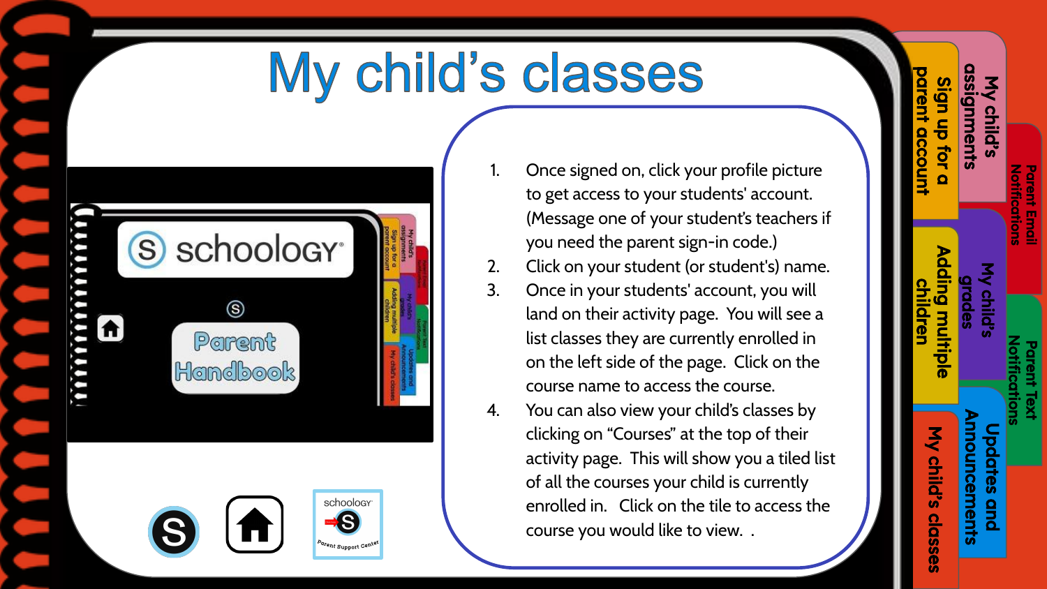# My child's classes

1. Once signed on, click your profile picture to get access to your students' account. (Message one of your student's teachers if you need the parent sign-in code.)
2. Click on your student (or student's) name.
3. Once in your students' account, you will land on their activity page. You will see a list classes they are currently enrolled in on the left side of the page. Click on the course name to access the course.
4. You can also view your child's classes by clicking on "Courses" at the top of their activity page. This will show you a tiled list of all the courses your child is currently enrolled in. Click on the tile to access the course you would like to view. .

- Sign up for a parent account
- My child's assignments
- Parent Email Notifications
- Adding multiple children
- My child's grades
- Parent Text Notifications
- My child's classes
- Updates and Announcements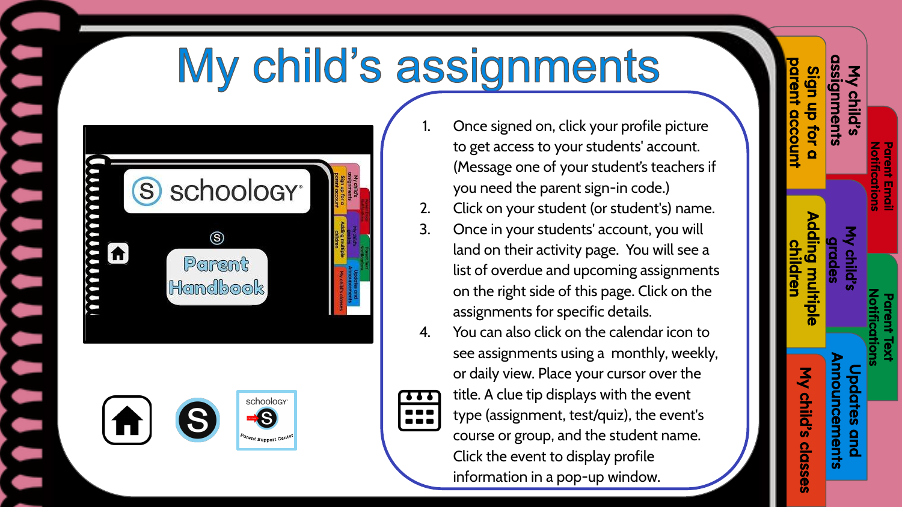# My child's assignments

1. Once signed on, click your profile picture to get access to your students' account. (Message one of your student's teachers if you need the parent sign-in code.)
2. Click on your student (or student's) name.
3. Once in your students' account, you will land on their activity page. You will see a list of overdue and upcoming assignments on the right side of this page. Click on the assignments for specific details.
4. You can also click on the calendar icon to see assignments using a monthly, weekly, or daily view. Place your cursor over the title. A clue tip displays with the event type (assignment, test/quiz), the event's course or group, and the student name. Click the event to display profile information in a pop-up window.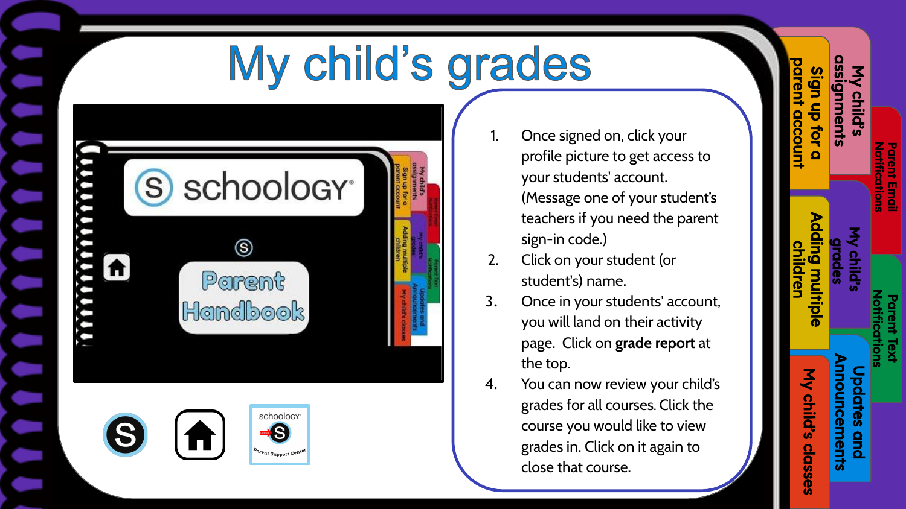# My child's grades

1. Once signed on, click your profile picture to get access to your students' account. (Message one of your student's teachers if you need the parent sign-in code.)
2. Click on your student (or student's) name.
3. Once in your students' account, you will land on their activity page. Click on **grade report** at the top.
4. You can now review your child's grades for all courses. Click the course you would like to view grades in. Click on it again to close that course.

Sign up for a parent account

My child's assignments

Parent Email Notifications

Adding multiple children

My child's grades

Parent Text Notifications

My child's classes

Updates and Announcements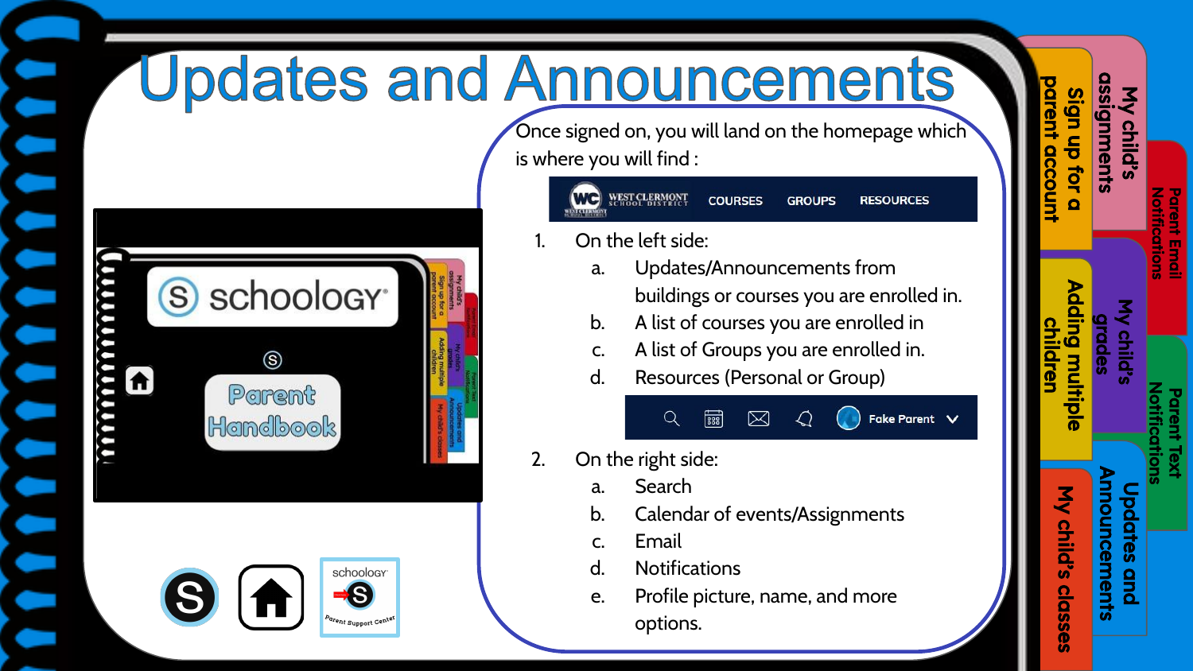# Updates and Announcements

Once signed on, you will land on the homepage which is where you will find :

1. On the left side:
   a. Updates/Announcements from buildings or courses you are enrolled in.
   b. A list of courses you are enrolled in
   c. A list of Groups you are enrolled in.
   d. Resources (Personal or Group)
2. On the right side:
   a. Search
   b. Calendar of events/Assignments
   c. Email
   d. Notifications
   e. Profile picture, name, and more options.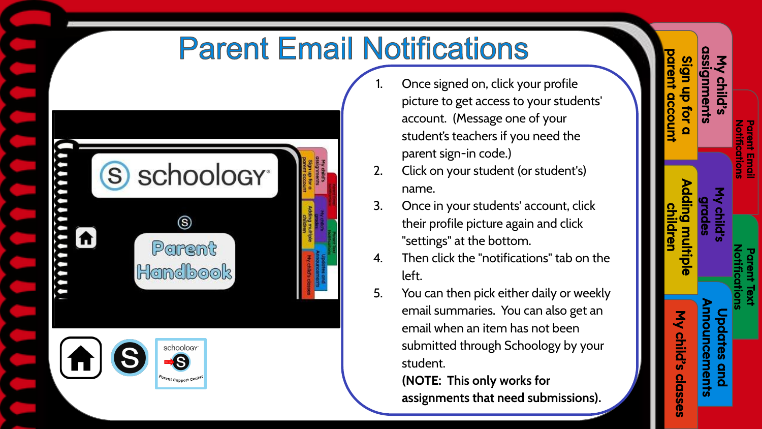# Parent Email Notifications

1. Once signed on, click your profile picture to get access to your students' account. (Message one of your student's teachers if you need the parent sign-in code.)
2. Click on your student (or student's) name.
3. Once in your students' account, click their profile picture again and click "settings" at the bottom.
4. Then click the "notifications" tab on the left.
5. You can then pick either daily or weekly email summaries. You can also get an email when an item has not been submitted through Schoology by your student.
   **(NOTE: This only works for assignments that need submissions).**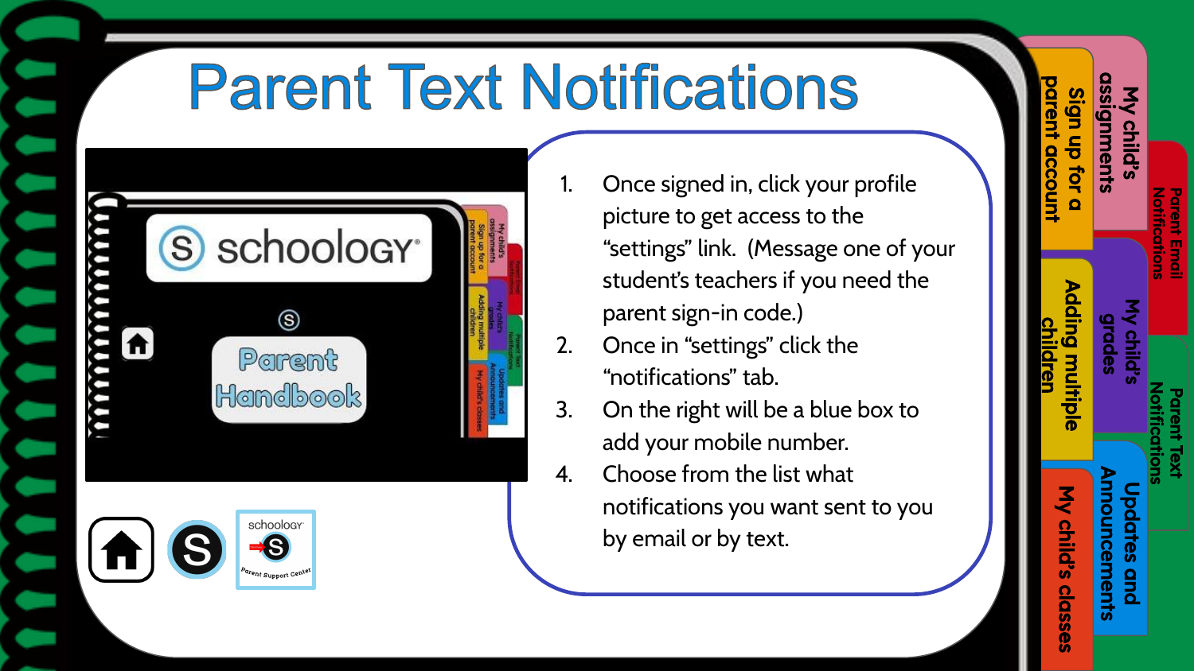# Parent Text Notifications

1. Once signed in, click your profile picture to get access to the "settings" link. (Message one of your student's teachers if you need the parent sign-in code.)
2. Once in "settings" click the "notifications" tab.
3. On the right will be a blue box to add your mobile number.
4. Choose from the list what notifications you want sent to you by email or by text.

My child's assignments

Sign up for a parent account

Parent Email Notifications

My child's grades

Adding multiple children

Parent Text Notifications

Updates and Announcements

My child's classes